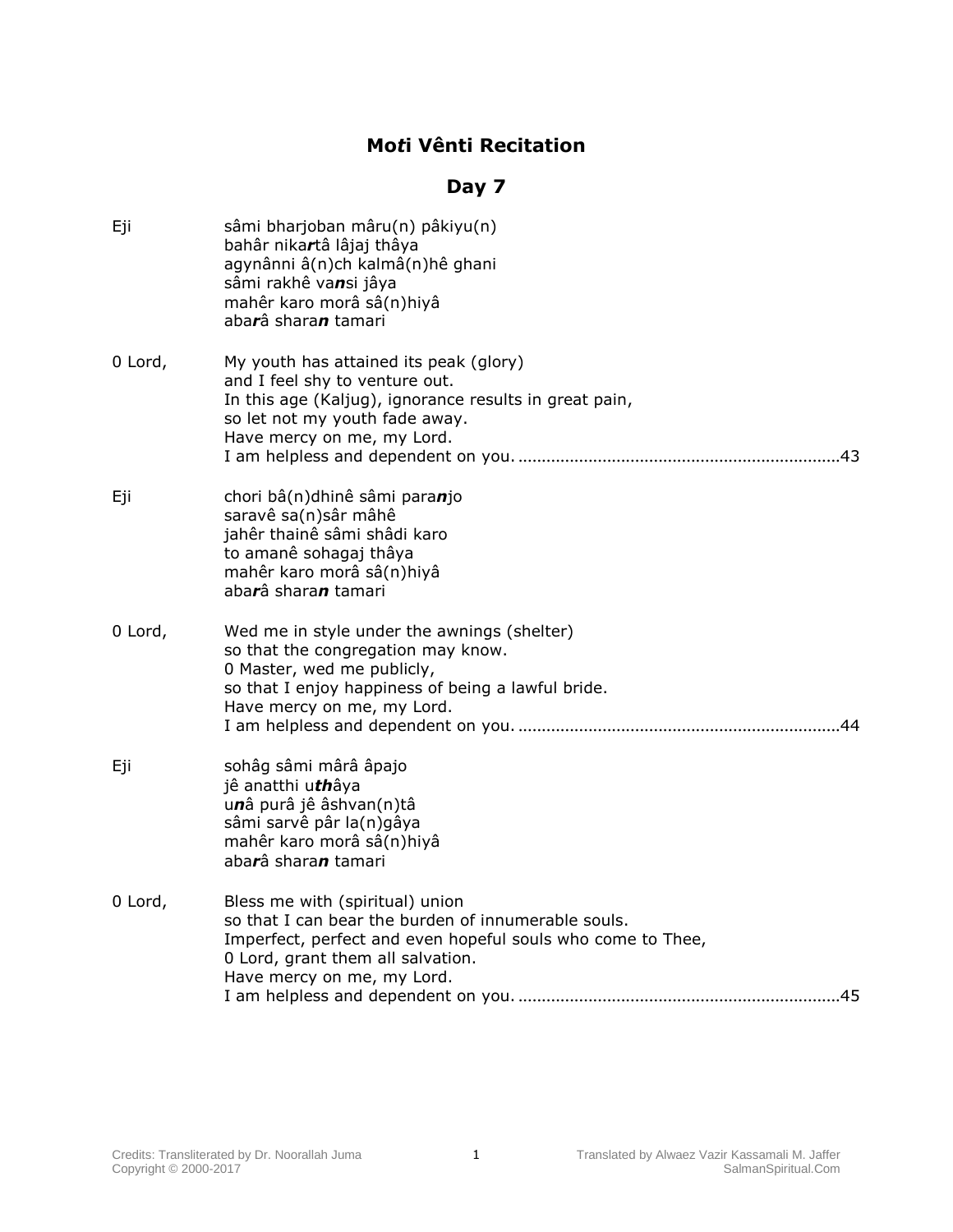# Mo*t*i Vênti Recitation

## Day 7

Eji

sâmi bharjoban mâru(n) pâkiyu(n)
bahâr nika***r***tâ lâjaj thâya
agynânni â(n)ch kalmâ(n)hê ghani
sâmi rakhê va***n***si jâya
mahêr karo morâ sâ(n)hiyâ
aba***r***â shara***n*** tamari

0 Lord,

My youth has attained its peak (glory)
and I feel shy to venture out.
In this age (Kaljug), ignorance results in great pain,
so let not my youth fade away.
Have mercy on me, my Lord.
I am helpless and dependent on you. ....................................................................43

Eji

chori bâ(n)dhinê sâmi para***n***jo
saravê sa(n)sâr mâhê
jahêr thainê sâmi shâdi karo
to amanê sohagaj thâya
mahêr karo morâ sâ(n)hiyâ
aba***r***â shara***n*** tamari

0 Lord,

Wed me in style under the awnings (shelter)
so that the congregation may know.
0 Master, wed me publicly,
so that I enjoy happiness of being a lawful bride.
Have mercy on me, my Lord.
I am helpless and dependent on you. ....................................................................44

Eji

sohâg sâmi mârâ âpajo
jê anatthi u***th***âya
u***n***â purâ jê âshvan(n)tâ
sâmi sarvê pâr la(n)gâya
mahêr karo morâ sâ(n)hiyâ
aba***r***â shara***n*** tamari

0 Lord,

Bless me with (spiritual) union
so that I can bear the burden of innumerable souls.
Imperfect, perfect and even hopeful souls who come to Thee,
0 Lord, grant them all salvation.
Have mercy on me, my Lord.
I am helpless and dependent on you. ....................................................................45

Credits: Transliterated by Dr. Noorallah Juma
Copyright © 2000-2017

Translated by Alwaez Vazir Kassamali M. Jaffer
SalmanSpiritual.Com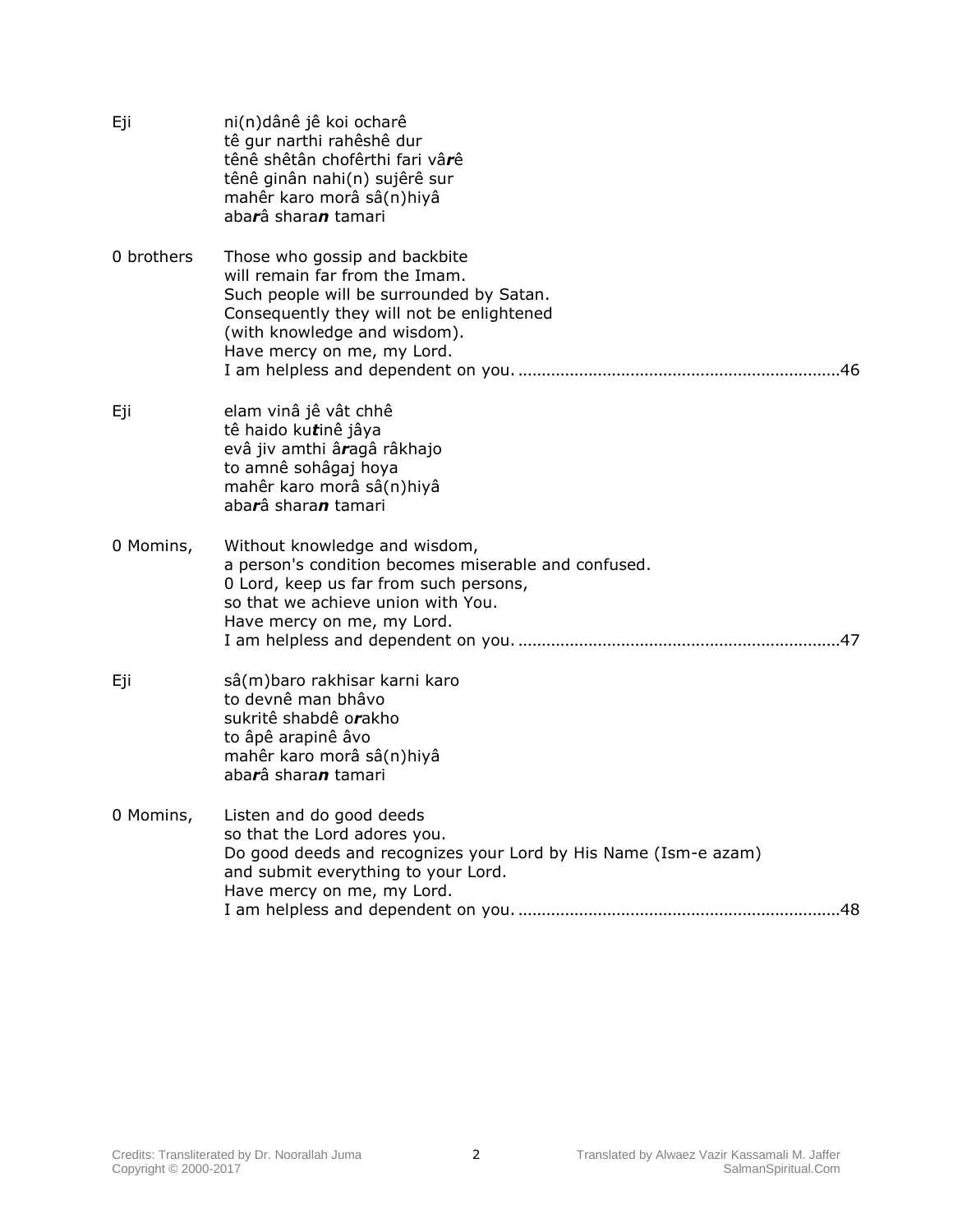Eji

ni(n)dânê jê koi ocharê  
tê gur narthi rahêshê dur  
tênê shêtân chofêrthi fari vâ***r***ê  
tênê ginân nahi(n) sujêrê sur  
mahêr karo morâ sâ(n)hiyâ  
aba***r***â shara***n*** tamari

0 brothers

Those who gossip and backbite  
will remain far from the Imam.  
Such people will be surrounded by Satan.  
Consequently they will not be enlightened  
(with knowledge and wisdom).  
Have mercy on me, my Lord.  
I am helpless and dependent on you. ....................................................................46

Eji

elam vinâ jê vât chhê  
tê haido ku***t***inê jâya  
evâ jiv amthi â***r***agâ râkhajo  
to amnê sohâgaj hoya  
mahêr karo morâ sâ(n)hiyâ  
aba***r***â shara***n*** tamari

0 Momins,

Without knowledge and wisdom,  
a person's condition becomes miserable and confused.  
0 Lord, keep us far from such persons,  
so that we achieve union with You.  
Have mercy on me, my Lord.  
I am helpless and dependent on you. ....................................................................47

Eji

sâ(m)baro rakhisar karni karo  
to devnê man bhâvo  
sukritê shabdê o***r***akho  
to âpê arapinê âvo  
mahêr karo morâ sâ(n)hiyâ  
aba***r***â shara***n*** tamari

0 Momins,

Listen and do good deeds  
so that the Lord adores you.  
Do good deeds and recognizes your Lord by His Name (Ism-e azam)  
and submit everything to your Lord.  
Have mercy on me, my Lord.  
I am helpless and dependent on you. ....................................................................48

Credits: Transliterated by Dr. Noorallah Juma  
Copyright © 2000-2017

Translated by Alwaez Vazir Kassamali M. Jaffer  
SalmanSpiritual.Com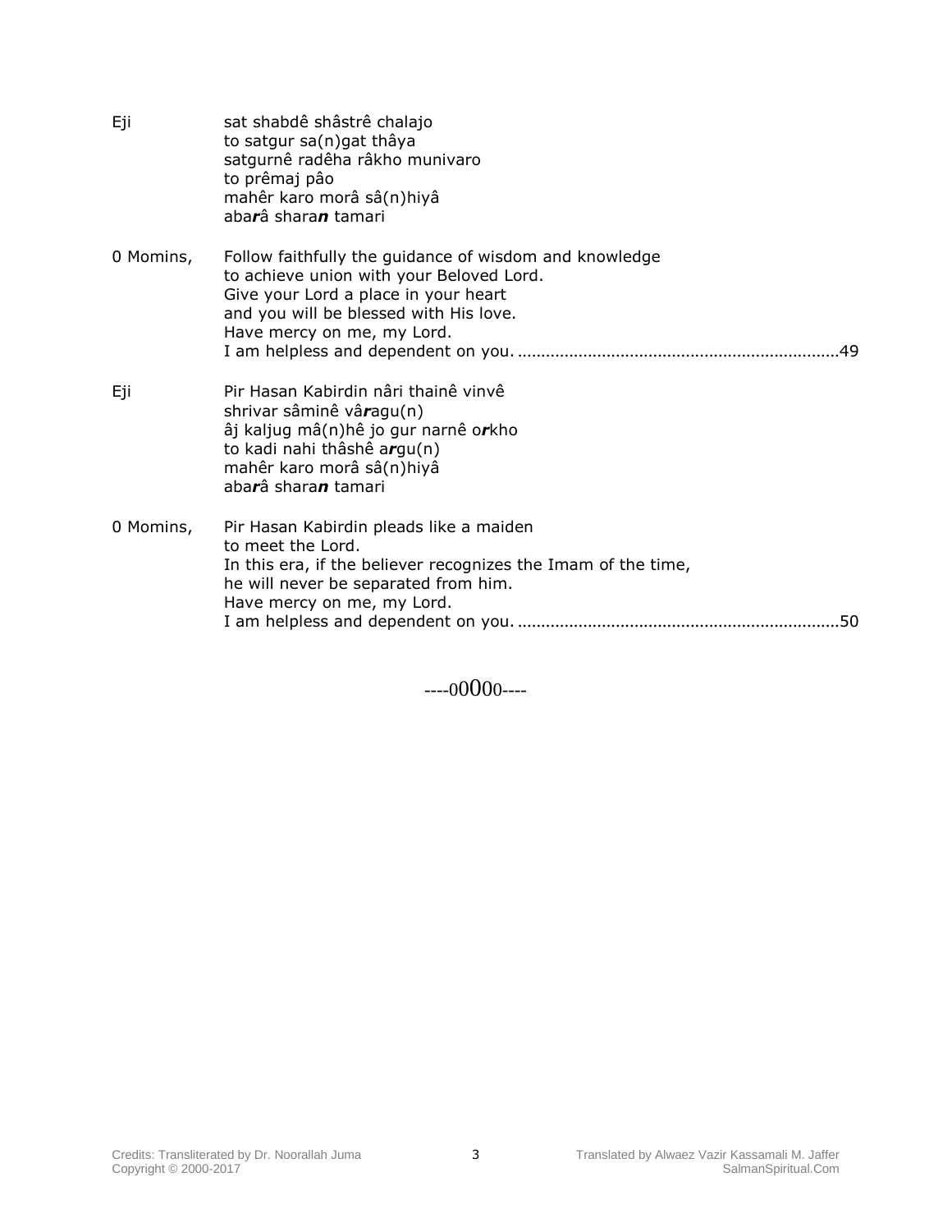Eji sat shabdê shâstrê chalajo
to satgur sa(n)gat thâya
satgurnê radêha râkho munivaro
to prêmaj pâo
mahêr karo morâ sâ(n)hiyâ
aba***r***â shara***n*** tamari

0 Momins, Follow faithfully the guidance of wisdom and knowledge
to achieve union with your Beloved Lord.
Give your Lord a place in your heart
and you will be blessed with His love.
Have mercy on me, my Lord.
I am helpless and dependent on you. ....................................................................49

Eji Pir Hasan Kabirdin nâri thainê vinvê
shrivar sâminê vâ***r***agu(n)
âj kaljug mâ(n)hê jo gur narnê o***r***kho
to kadi nahi thâshê a***r***gu(n)
mahêr karo morâ sâ(n)hiyâ
aba***r***â shara***n*** tamari

0 Momins, Pir Hasan Kabirdin pleads like a maiden
to meet the Lord.
In this era, if the believer recognizes the Imam of the time,
he will never be separated from him.
Have mercy on me, my Lord.
I am helpless and dependent on you. ....................................................................50

----00000----

Credits: Transliterated by Dr. Noorallah Juma
Copyright © 2000-2017

Translated by Alwaez Vazir Kassamali M. Jaffer
SalmanSpiritual.Com